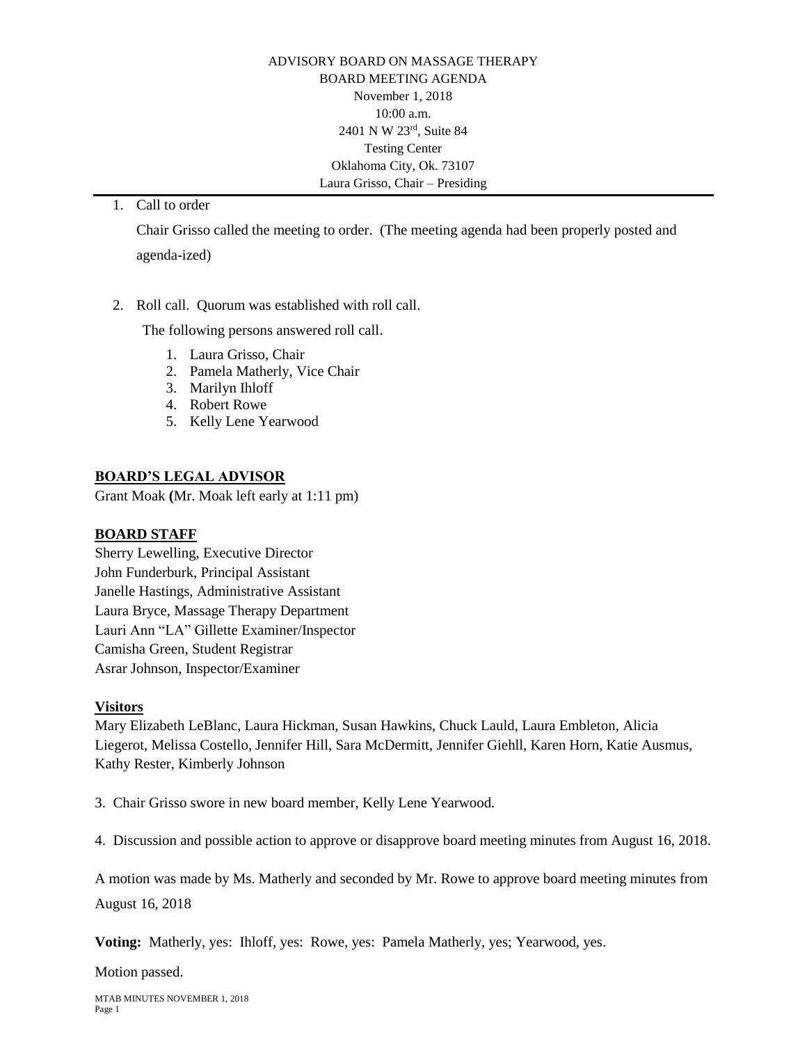ADVISORY BOARD ON MASSAGE THERAPY
BOARD MEETING AGENDA
November 1, 2018
10:00 a.m.
2401 N W 23rd, Suite 84
Testing Center
Oklahoma City, Ok. 73107
Laura Grisso, Chair – Presiding

1. Call to order

   Chair Grisso called the meeting to order. (The meeting agenda had been properly posted and agenda-ized)

2. Roll call. Quorum was established with roll call.

   The following persons answered roll call.

   1. Laura Grisso, Chair
   2. Pamela Matherly, Vice Chair
   3. Marilyn Ihloff
   4. Robert Rowe
   5. Kelly Lene Yearwood

**BOARD'S LEGAL ADVISOR**

Grant Moak **(**Mr. Moak left early at 1:11 pm)

**BOARD STAFF**

Sherry Lewelling, Executive Director
John Funderburk, Principal Assistant
Janelle Hastings, Administrative Assistant
Laura Bryce, Massage Therapy Department
Lauri Ann "LA" Gillette Examiner/Inspector
Camisha Green, Student Registrar
Asrar Johnson, Inspector/Examiner

**Visitors**

Mary Elizabeth LeBlanc, Laura Hickman, Susan Hawkins, Chuck Lauld, Laura Embleton, Alicia Liegerot, Melissa Costello, Jennifer Hill, Sara McDermitt, Jennifer Giehll, Karen Horn, Katie Ausmus, Kathy Rester, Kimberly Johnson

3. Chair Grisso swore in new board member, Kelly Lene Yearwood.

4. Discussion and possible action to approve or disapprove board meeting minutes from August 16, 2018.

A motion was made by Ms. Matherly and seconded by Mr. Rowe to approve board meeting minutes from August 16, 2018

**Voting:** Matherly, yes: Ihloff, yes: Rowe, yes: Pamela Matherly, yes; Yearwood, yes.

Motion passed.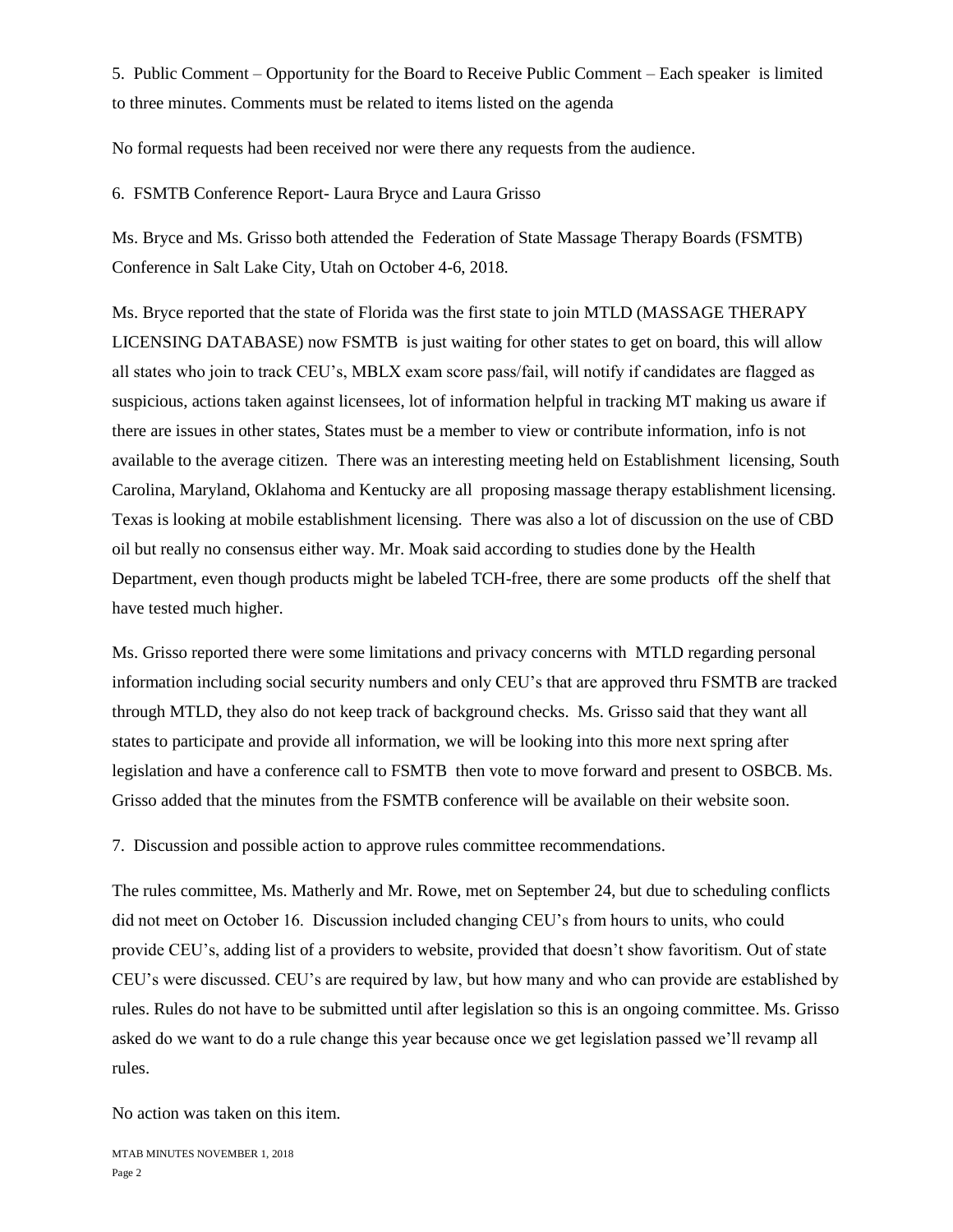5. Public Comment – Opportunity for the Board to Receive Public Comment – Each speaker is limited to three minutes. Comments must be related to items listed on the agenda

No formal requests had been received nor were there any requests from the audience.

6. FSMTB Conference Report- Laura Bryce and Laura Grisso

Ms. Bryce and Ms. Grisso both attended the Federation of State Massage Therapy Boards (FSMTB) Conference in Salt Lake City, Utah on October 4-6, 2018.

Ms. Bryce reported that the state of Florida was the first state to join MTLD (MASSAGE THERAPY LICENSING DATABASE) now FSMTB is just waiting for other states to get on board, this will allow all states who join to track CEU's, MBLX exam score pass/fail, will notify if candidates are flagged as suspicious, actions taken against licensees, lot of information helpful in tracking MT making us aware if there are issues in other states, States must be a member to view or contribute information, info is not available to the average citizen. There was an interesting meeting held on Establishment licensing, South Carolina, Maryland, Oklahoma and Kentucky are all proposing massage therapy establishment licensing. Texas is looking at mobile establishment licensing. There was also a lot of discussion on the use of CBD oil but really no consensus either way. Mr. Moak said according to studies done by the Health Department, even though products might be labeled TCH-free, there are some products off the shelf that have tested much higher.

Ms. Grisso reported there were some limitations and privacy concerns with MTLD regarding personal information including social security numbers and only CEU's that are approved thru FSMTB are tracked through MTLD, they also do not keep track of background checks. Ms. Grisso said that they want all states to participate and provide all information, we will be looking into this more next spring after legislation and have a conference call to FSMTB then vote to move forward and present to OSBCB. Ms. Grisso added that the minutes from the FSMTB conference will be available on their website soon.

7. Discussion and possible action to approve rules committee recommendations.

The rules committee, Ms. Matherly and Mr. Rowe, met on September 24, but due to scheduling conflicts did not meet on October 16. Discussion included changing CEU's from hours to units, who could provide CEU's, adding list of a providers to website, provided that doesn't show favoritism. Out of state CEU's were discussed. CEU's are required by law, but how many and who can provide are established by rules. Rules do not have to be submitted until after legislation so this is an ongoing committee. Ms. Grisso asked do we want to do a rule change this year because once we get legislation passed we'll revamp all rules.

No action was taken on this item.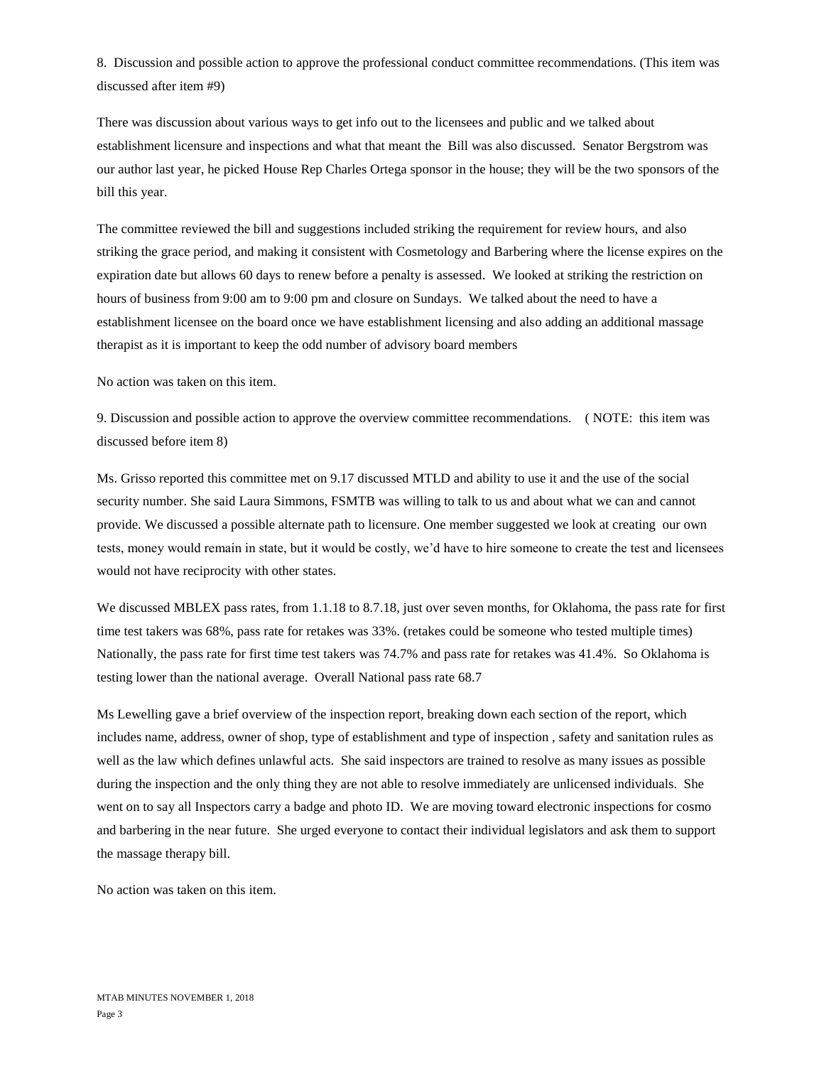8. Discussion and possible action to approve the professional conduct committee recommendations. (This item was discussed after item #9)

There was discussion about various ways to get info out to the licensees and public and we talked about establishment licensure and inspections and what that meant the Bill was also discussed. Senator Bergstrom was our author last year, he picked House Rep Charles Ortega sponsor in the house; they will be the two sponsors of the bill this year.

The committee reviewed the bill and suggestions included striking the requirement for review hours, and also striking the grace period, and making it consistent with Cosmetology and Barbering where the license expires on the expiration date but allows 60 days to renew before a penalty is assessed. We looked at striking the restriction on hours of business from 9:00 am to 9:00 pm and closure on Sundays. We talked about the need to have a establishment licensee on the board once we have establishment licensing and also adding an additional massage therapist as it is important to keep the odd number of advisory board members

No action was taken on this item.

9. Discussion and possible action to approve the overview committee recommendations. ( NOTE: this item was discussed before item 8)

Ms. Grisso reported this committee met on 9.17 discussed MTLD and ability to use it and the use of the social security number. She said Laura Simmons, FSMTB was willing to talk to us and about what we can and cannot provide. We discussed a possible alternate path to licensure. One member suggested we look at creating our own tests, money would remain in state, but it would be costly, we'd have to hire someone to create the test and licensees would not have reciprocity with other states.

We discussed MBLEX pass rates, from 1.1.18 to 8.7.18, just over seven months, for Oklahoma, the pass rate for first time test takers was 68%, pass rate for retakes was 33%. (retakes could be someone who tested multiple times) Nationally, the pass rate for first time test takers was 74.7% and pass rate for retakes was 41.4%. So Oklahoma is testing lower than the national average. Overall National pass rate 68.7

Ms Lewelling gave a brief overview of the inspection report, breaking down each section of the report, which includes name, address, owner of shop, type of establishment and type of inspection , safety and sanitation rules as well as the law which defines unlawful acts. She said inspectors are trained to resolve as many issues as possible during the inspection and the only thing they are not able to resolve immediately are unlicensed individuals. She went on to say all Inspectors carry a badge and photo ID. We are moving toward electronic inspections for cosmo and barbering in the near future. She urged everyone to contact their individual legislators and ask them to support the massage therapy bill.

No action was taken on this item.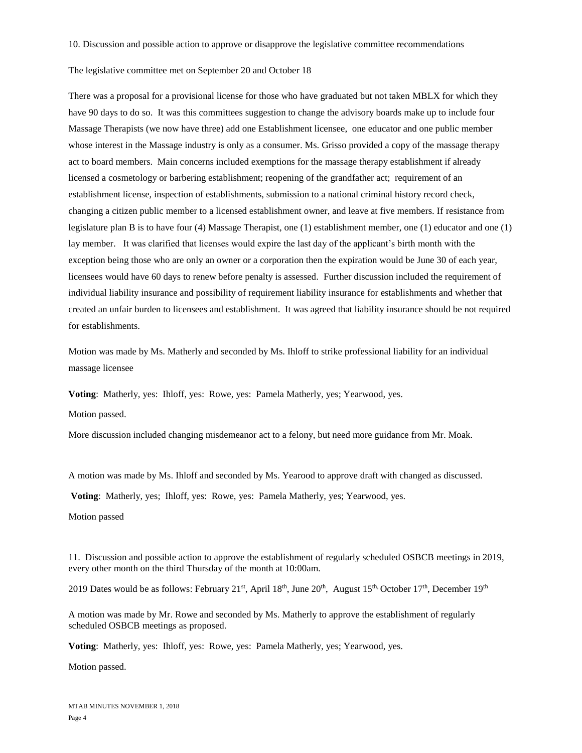10. Discussion and possible action to approve or disapprove the legislative committee recommendations

The legislative committee met on September 20 and October 18

There was a proposal for a provisional license for those who have graduated but not taken MBLX for which they have 90 days to do so. It was this committees suggestion to change the advisory boards make up to include four Massage Therapists (we now have three) add one Establishment licensee, one educator and one public member whose interest in the Massage industry is only as a consumer. Ms. Grisso provided a copy of the massage therapy act to board members. Main concerns included exemptions for the massage therapy establishment if already licensed a cosmetology or barbering establishment; reopening of the grandfather act; requirement of an establishment license, inspection of establishments, submission to a national criminal history record check, changing a citizen public member to a licensed establishment owner, and leave at five members. If resistance from legislature plan B is to have four (4) Massage Therapist, one (1) establishment member, one (1) educator and one (1) lay member. It was clarified that licenses would expire the last day of the applicant's birth month with the exception being those who are only an owner or a corporation then the expiration would be June 30 of each year, licensees would have 60 days to renew before penalty is assessed. Further discussion included the requirement of individual liability insurance and possibility of requirement liability insurance for establishments and whether that created an unfair burden to licensees and establishment. It was agreed that liability insurance should be not required for establishments.

Motion was made by Ms. Matherly and seconded by Ms. Ihloff to strike professional liability for an individual massage licensee

**Voting**: Matherly, yes: Ihloff, yes: Rowe, yes: Pamela Matherly, yes; Yearwood, yes.

Motion passed.

More discussion included changing misdemeanor act to a felony, but need more guidance from Mr. Moak.

A motion was made by Ms. Ihloff and seconded by Ms. Yearood to approve draft with changed as discussed.

**Voting**: Matherly, yes; Ihloff, yes: Rowe, yes: Pamela Matherly, yes; Yearwood, yes.

Motion passed

11. Discussion and possible action to approve the establishment of regularly scheduled OSBCB meetings in 2019, every other month on the third Thursday of the month at 10:00am.

2019 Dates would be as follows: February 21st, April 18th, June 20th, August 15th, October 17th, December 19th

A motion was made by Mr. Rowe and seconded by Ms. Matherly to approve the establishment of regularly scheduled OSBCB meetings as proposed.

**Voting**: Matherly, yes: Ihloff, yes: Rowe, yes: Pamela Matherly, yes; Yearwood, yes.

Motion passed.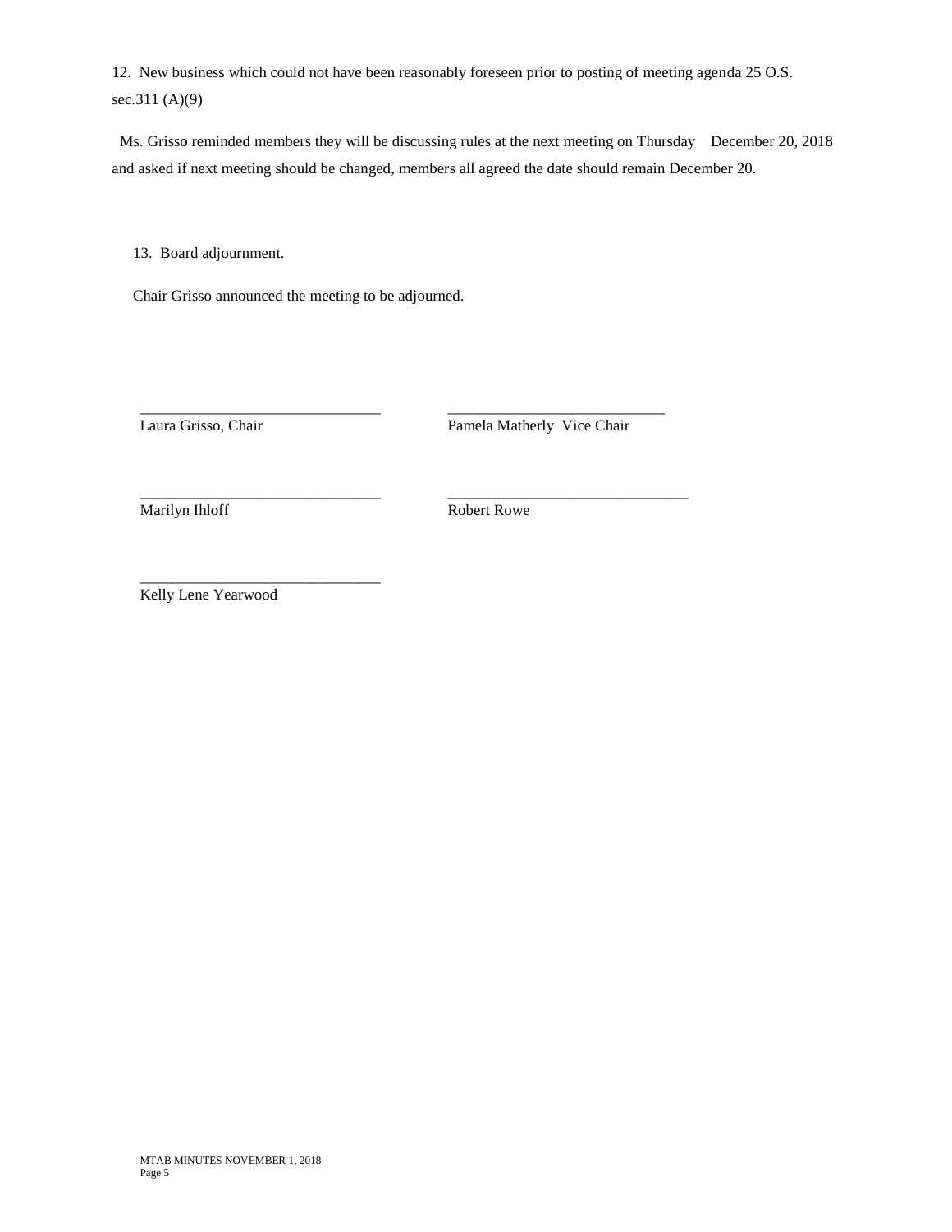12. New business which could not have been reasonably foreseen prior to posting of meeting agenda 25 O.S. sec.311 (A)(9)

Ms. Grisso reminded members they will be discussing rules at the next meeting on Thursday December 20, 2018 and asked if next meeting should be changed, members all agreed the date should remain December 20.

13. Board adjournment.

Chair Grisso announced the meeting to be adjourned.

| | |
|---|---|
| _______________________________ | _______________________________ |
| Laura Grisso, Chair | Pamela Matherly Vice Chair |
| _______________________________ | _______________________________ |
| Marilyn Ihloff | Robert Rowe |
| _______________________________ | |
| Kelly Lene Yearwood | |